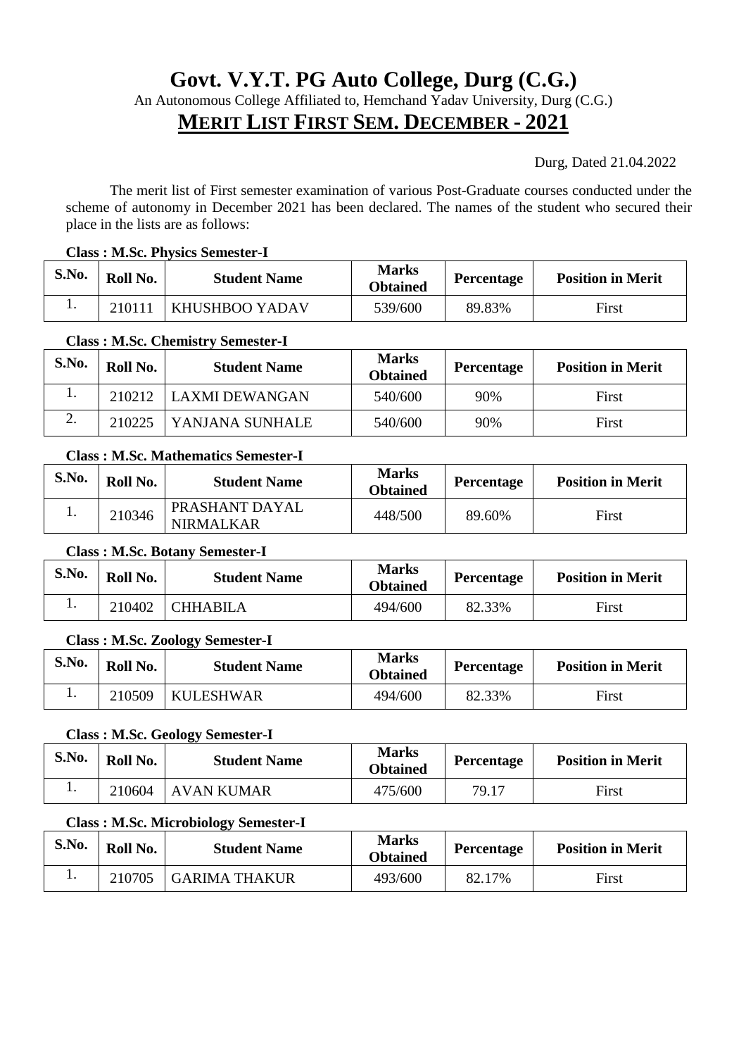# Govt. V.Y.T. PG Auto College, Durg (C.G.)

An Autonomous College Affiliated to, Hemchand Yadav University, Durg (C.G.)

## MERIT LIST FIRST SEM. DECEMBER - 2021

Durg, Dated 21.04.2022

The merit list of First semester examination of various Post-Graduate courses conducted under the scheme of autonomy in December 2021 has been declared. The names of the student who secured their place in the lists are as follows:

**Class : M.Sc. Physics Semester-I**

| S.No. | Roll No. | Student Name | Marks Obtained | Percentage | Position in Merit |
|---|---|---|---|---|---|
| 1. | 210111 | KHUSHBOO YADAV | 539/600 | 89.83% | First |

**Class : M.Sc. Chemistry Semester-I**

| S.No. | Roll No. | Student Name | Marks Obtained | Percentage | Position in Merit |
|---|---|---|---|---|---|
| 1. | 210212 | LAXMI DEWANGAN | 540/600 | 90% | First |
| 2. | 210225 | YANJANA SUNHALE | 540/600 | 90% | First |

**Class : M.Sc. Mathematics Semester-I**

| S.No. | Roll No. | Student Name | Marks Obtained | Percentage | Position in Merit |
|---|---|---|---|---|---|
| 1. | 210346 | PRASHANT DAYAL NIRMALKAR | 448/500 | 89.60% | First |

**Class : M.Sc. Botany Semester-I**

| S.No. | Roll No. | Student Name | Marks Obtained | Percentage | Position in Merit |
|---|---|---|---|---|---|
| 1. | 210402 | CHHABILA | 494/600 | 82.33% | First |

**Class : M.Sc. Zoology Semester-I**

| S.No. | Roll No. | Student Name | Marks Obtained | Percentage | Position in Merit |
|---|---|---|---|---|---|
| 1. | 210509 | KULESHWAR | 494/600 | 82.33% | First |

**Class : M.Sc. Geology Semester-I**

| S.No. | Roll No. | Student Name | Marks Obtained | Percentage | Position in Merit |
|---|---|---|---|---|---|
| 1. | 210604 | AVAN KUMAR | 475/600 | 79.17 | First |

**Class : M.Sc. Microbiology Semester-I**

| S.No. | Roll No. | Student Name | Marks Obtained | Percentage | Position in Merit |
|---|---|---|---|---|---|
| 1. | 210705 | GARIMA THAKUR | 493/600 | 82.17% | First |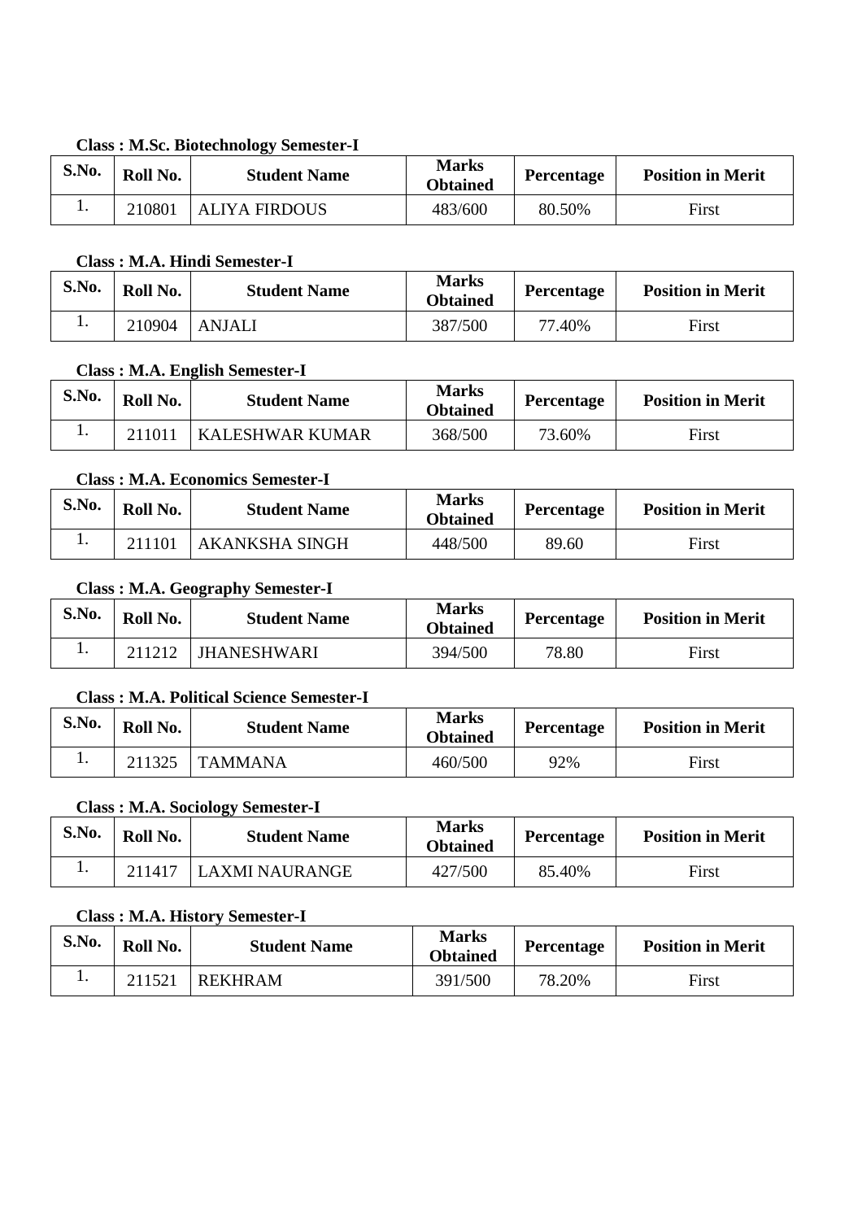**Class : M.Sc. Biotechnology Semester-I**

| S.No. | Roll No. | Student Name | Marks Obtained | Percentage | Position in Merit |
|---|---|---|---|---|---|
| 1. | 210801 | ALIYA FIRDOUS | 483/600 | 80.50% | First |

**Class : M.A. Hindi Semester-I**

| S.No. | Roll No. | Student Name | Marks Obtained | Percentage | Position in Merit |
|---|---|---|---|---|---|
| 1. | 210904 | ANJALI | 387/500 | 77.40% | First |

**Class : M.A. English Semester-I**

| S.No. | Roll No. | Student Name | Marks Obtained | Percentage | Position in Merit |
|---|---|---|---|---|---|
| 1. | 211011 | KALESHWAR KUMAR | 368/500 | 73.60% | First |

**Class : M.A. Economics Semester-I**

| S.No. | Roll No. | Student Name | Marks Obtained | Percentage | Position in Merit |
|---|---|---|---|---|---|
| 1. | 211101 | AKANKSHA SINGH | 448/500 | 89.60 | First |

**Class : M.A. Geography Semester-I**

| S.No. | Roll No. | Student Name | Marks Obtained | Percentage | Position in Merit |
|---|---|---|---|---|---|
| 1. | 211212 | JHANESHWARI | 394/500 | 78.80 | First |

**Class : M.A. Political Science Semester-I**

| S.No. | Roll No. | Student Name | Marks Obtained | Percentage | Position in Merit |
|---|---|---|---|---|---|
| 1. | 211325 | TAMMANA | 460/500 | 92% | First |

**Class : M.A. Sociology Semester-I**

| S.No. | Roll No. | Student Name | Marks Obtained | Percentage | Position in Merit |
|---|---|---|---|---|---|
| 1. | 211417 | LAXMI NAURANGE | 427/500 | 85.40% | First |

**Class : M.A. History Semester-I**

| S.No. | Roll No. | Student Name | Marks Obtained | Percentage | Position in Merit |
|---|---|---|---|---|---|
| 1. | 211521 | REKHRAM | 391/500 | 78.20% | First |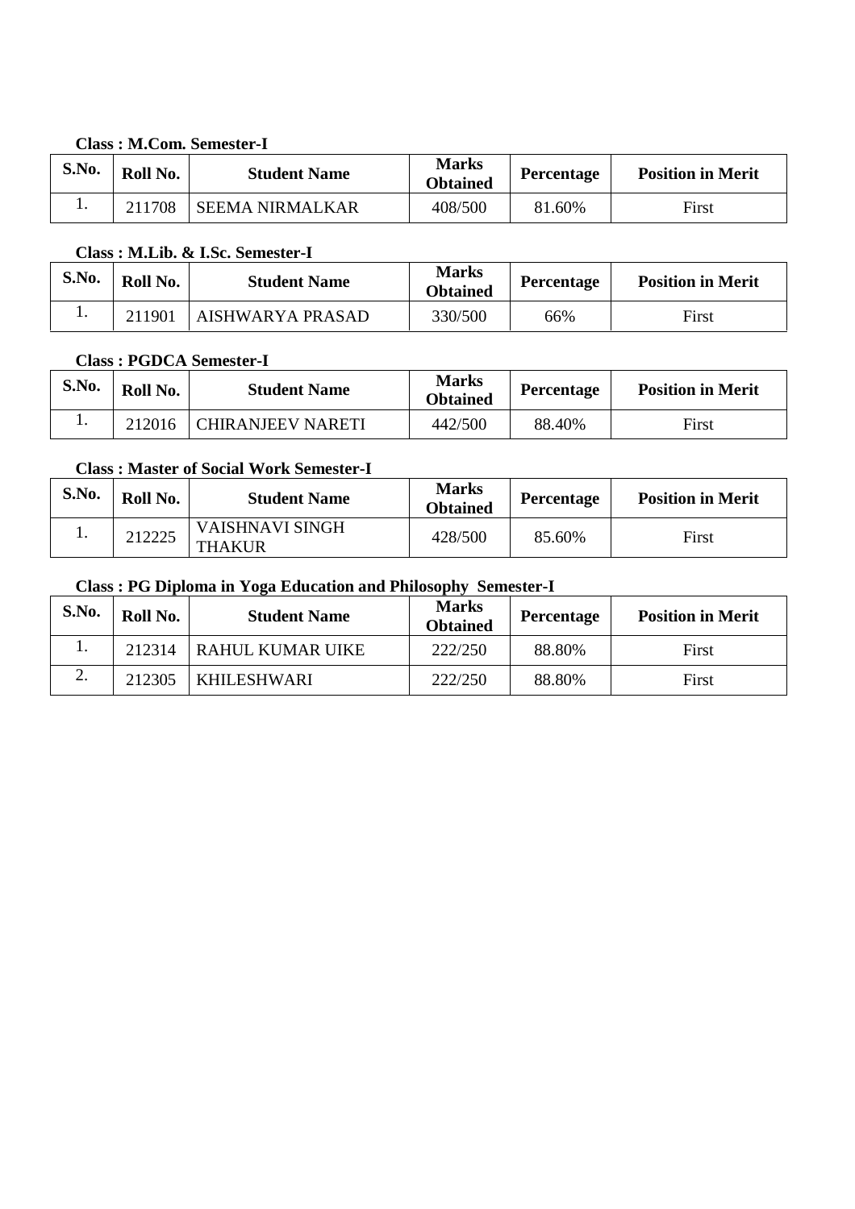**Class : M.Com. Semester-I**

| S.No. | Roll No. | Student Name | Marks Obtained | Percentage | Position in Merit |
|---|---|---|---|---|---|
| 1. | 211708 | SEEMA NIRMALKAR | 408/500 | 81.60% | First |

**Class : M.Lib. & I.Sc. Semester-I**

| S.No. | Roll No. | Student Name | Marks Obtained | Percentage | Position in Merit |
|---|---|---|---|---|---|
| 1. | 211901 | AISHWARYA PRASAD | 330/500 | 66% | First |

**Class : PGDCA Semester-I**

| S.No. | Roll No. | Student Name | Marks Obtained | Percentage | Position in Merit |
|---|---|---|---|---|---|
| 1. | 212016 | CHIRANJEEV NARETI | 442/500 | 88.40% | First |

**Class : Master of Social Work Semester-I**

| S.No. | Roll No. | Student Name | Marks Obtained | Percentage | Position in Merit |
|---|---|---|---|---|---|
| 1. | 212225 | VAISHNAVI SINGH THAKUR | 428/500 | 85.60% | First |

**Class : PG Diploma in Yoga Education and Philosophy Semester-I**

| S.No. | Roll No. | Student Name | Marks Obtained | Percentage | Position in Merit |
|---|---|---|---|---|---|
| 1. | 212314 | RAHUL KUMAR UIKE | 222/250 | 88.80% | First |
| 2. | 212305 | KHILESHWARI | 222/250 | 88.80% | First |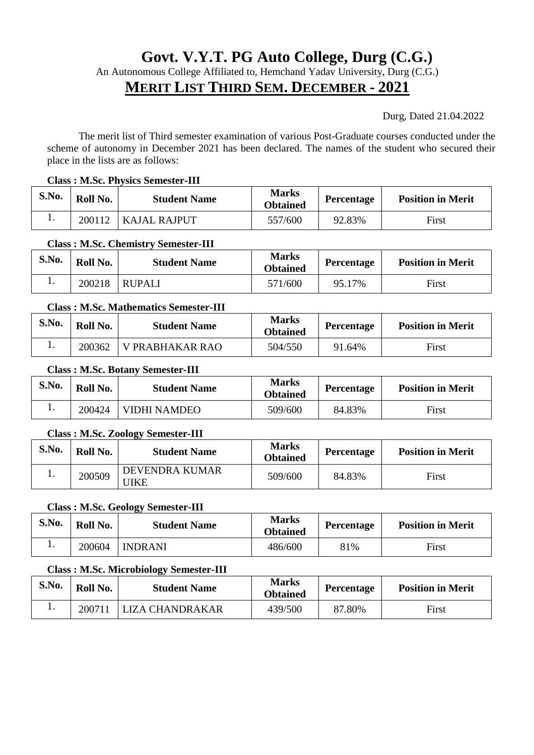# Govt. V.Y.T. PG Auto College, Durg (C.G.)

An Autonomous College Affiliated to, Hemchand Yadav University, Durg (C.G.)

## MERIT LIST THIRD SEM. DECEMBER - 2021

Durg, Dated 21.04.2022

The merit list of Third semester examination of various Post-Graduate courses conducted under the scheme of autonomy in December 2021 has been declared. The names of the student who secured their place in the lists are as follows:

**Class : M.Sc. Physics Semester-III**

| S.No. | Roll No. | Student Name | Marks Obtained | Percentage | Position in Merit |
|---|---|---|---|---|---|
| 1. | 200112 | KAJAL RAJPUT | 557/600 | 92.83% | First |

**Class : M.Sc. Chemistry Semester-III**

| S.No. | Roll No. | Student Name | Marks Obtained | Percentage | Position in Merit |
|---|---|---|---|---|---|
| 1. | 200218 | RUPALI | 571/600 | 95.17% | First |

**Class : M.Sc. Mathematics Semester-III**

| S.No. | Roll No. | Student Name | Marks Obtained | Percentage | Position in Merit |
|---|---|---|---|---|---|
| 1. | 200362 | V PRABHAKAR RAO | 504/550 | 91.64% | First |

**Class : M.Sc. Botany Semester-III**

| S.No. | Roll No. | Student Name | Marks Obtained | Percentage | Position in Merit |
|---|---|---|---|---|---|
| 1. | 200424 | VIDHI NAMDEO | 509/600 | 84.83% | First |

**Class : M.Sc. Zoology Semester-III**

| S.No. | Roll No. | Student Name | Marks Obtained | Percentage | Position in Merit |
|---|---|---|---|---|---|
| 1. | 200509 | DEVENDRA KUMAR UIKE | 509/600 | 84.83% | First |

**Class : M.Sc. Geology Semester-III**

| S.No. | Roll No. | Student Name | Marks Obtained | Percentage | Position in Merit |
|---|---|---|---|---|---|
| 1. | 200604 | INDRANI | 486/600 | 81% | First |

**Class : M.Sc. Microbiology Semester-III**

| S.No. | Roll No. | Student Name | Marks Obtained | Percentage | Position in Merit |
|---|---|---|---|---|---|
| 1. | 200711 | LIZA CHANDRAKAR | 439/500 | 87.80% | First |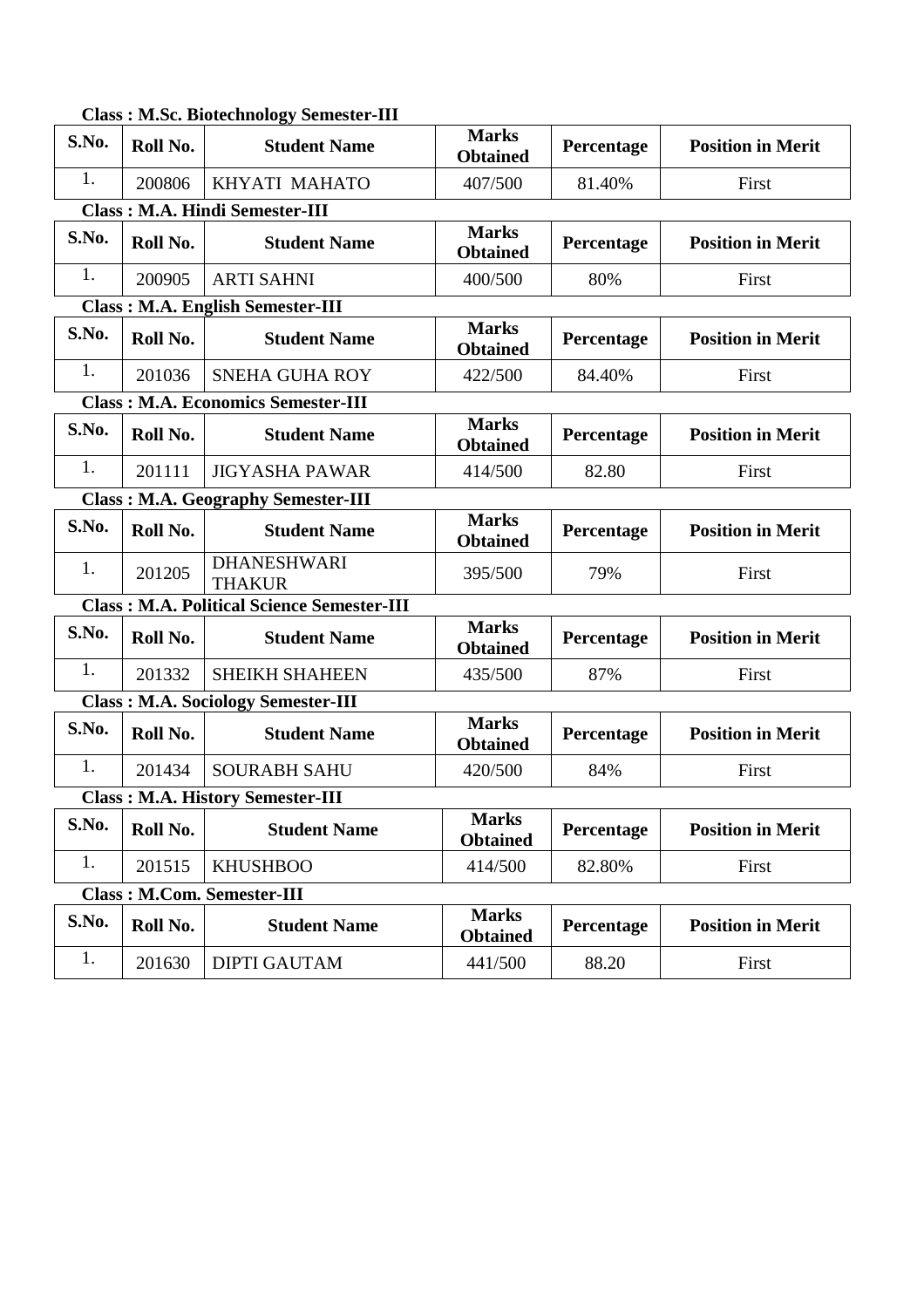**Class : M.Sc. Biotechnology Semester-III**

| S.No. | Roll No. | Student Name | Marks Obtained | Percentage | Position in Merit |
|---|---|---|---|---|---|
| 1. | 200806 | KHYATI MAHATO | 407/500 | 81.40% | First |

**Class : M.A. Hindi Semester-III**

| S.No. | Roll No. | Student Name | Marks Obtained | Percentage | Position in Merit |
|---|---|---|---|---|---|
| 1. | 200905 | ARTI SAHNI | 400/500 | 80% | First |

**Class : M.A. English Semester-III**

| S.No. | Roll No. | Student Name | Marks Obtained | Percentage | Position in Merit |
|---|---|---|---|---|---|
| 1. | 201036 | SNEHA GUHA ROY | 422/500 | 84.40% | First |

**Class : M.A. Economics Semester-III**

| S.No. | Roll No. | Student Name | Marks Obtained | Percentage | Position in Merit |
|---|---|---|---|---|---|
| 1. | 201111 | JIGYASHA PAWAR | 414/500 | 82.80 | First |

**Class : M.A. Geography Semester-III**

| S.No. | Roll No. | Student Name | Marks Obtained | Percentage | Position in Merit |
|---|---|---|---|---|---|
| 1. | 201205 | DHANESHWARI THAKUR | 395/500 | 79% | First |

**Class : M.A. Political Science Semester-III**

| S.No. | Roll No. | Student Name | Marks Obtained | Percentage | Position in Merit |
|---|---|---|---|---|---|
| 1. | 201332 | SHEIKH SHAHEEN | 435/500 | 87% | First |

**Class : M.A. Sociology Semester-III**

| S.No. | Roll No. | Student Name | Marks Obtained | Percentage | Position in Merit |
|---|---|---|---|---|---|
| 1. | 201434 | SOURABH SAHU | 420/500 | 84% | First |

**Class : M.A. History Semester-III**

| S.No. | Roll No. | Student Name | Marks Obtained | Percentage | Position in Merit |
|---|---|---|---|---|---|
| 1. | 201515 | KHUSHBOO | 414/500 | 82.80% | First |

**Class : M.Com. Semester-III**

| S.No. | Roll No. | Student Name | Marks Obtained | Percentage | Position in Merit |
|---|---|---|---|---|---|
| 1. | 201630 | DIPTI GAUTAM | 441/500 | 88.20 | First |